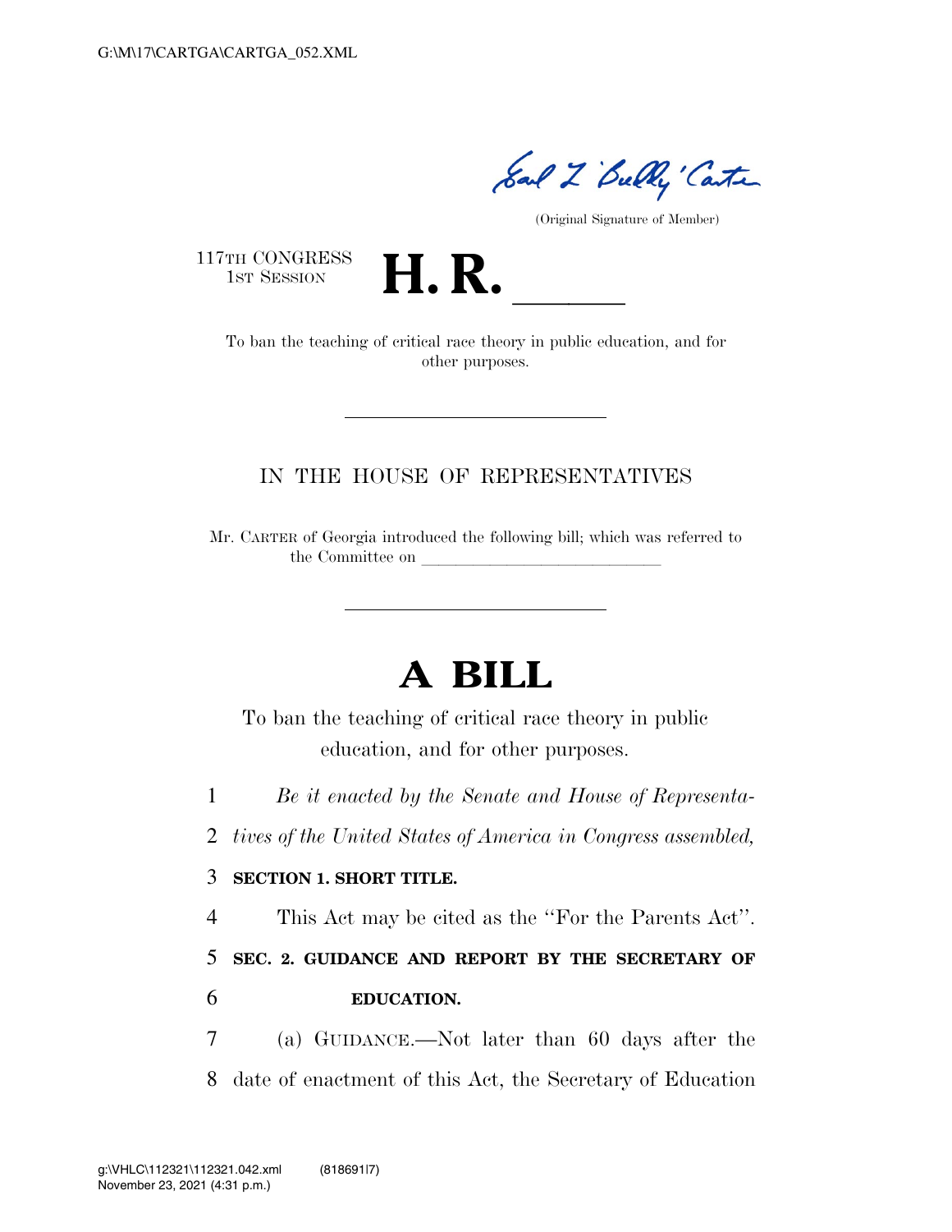(Original Signature of Member)

117TH CONGRESS
1ST SESSION

# H. R. ____

To ban the teaching of critical race theory in public education, and for other purposes.

---

IN THE HOUSE OF REPRESENTATIVES

Mr. CARTER of Georgia introduced the following bill; which was referred to the Committee on ______________________________

---

# A BILL

To ban the teaching of critical race theory in public education, and for other purposes.

1 *Be it enacted by the Senate and House of Representa-*
2 *tives of the United States of America in Congress assembled,*

3 **SECTION 1. SHORT TITLE.**

4 This Act may be cited as the ''For the Parents Act''.

5 **SEC. 2. GUIDANCE AND REPORT BY THE SECRETARY OF**
6 **EDUCATION.**

7 (a) GUIDANCE.—Not later than 60 days after the
8 date of enactment of this Act, the Secretary of Education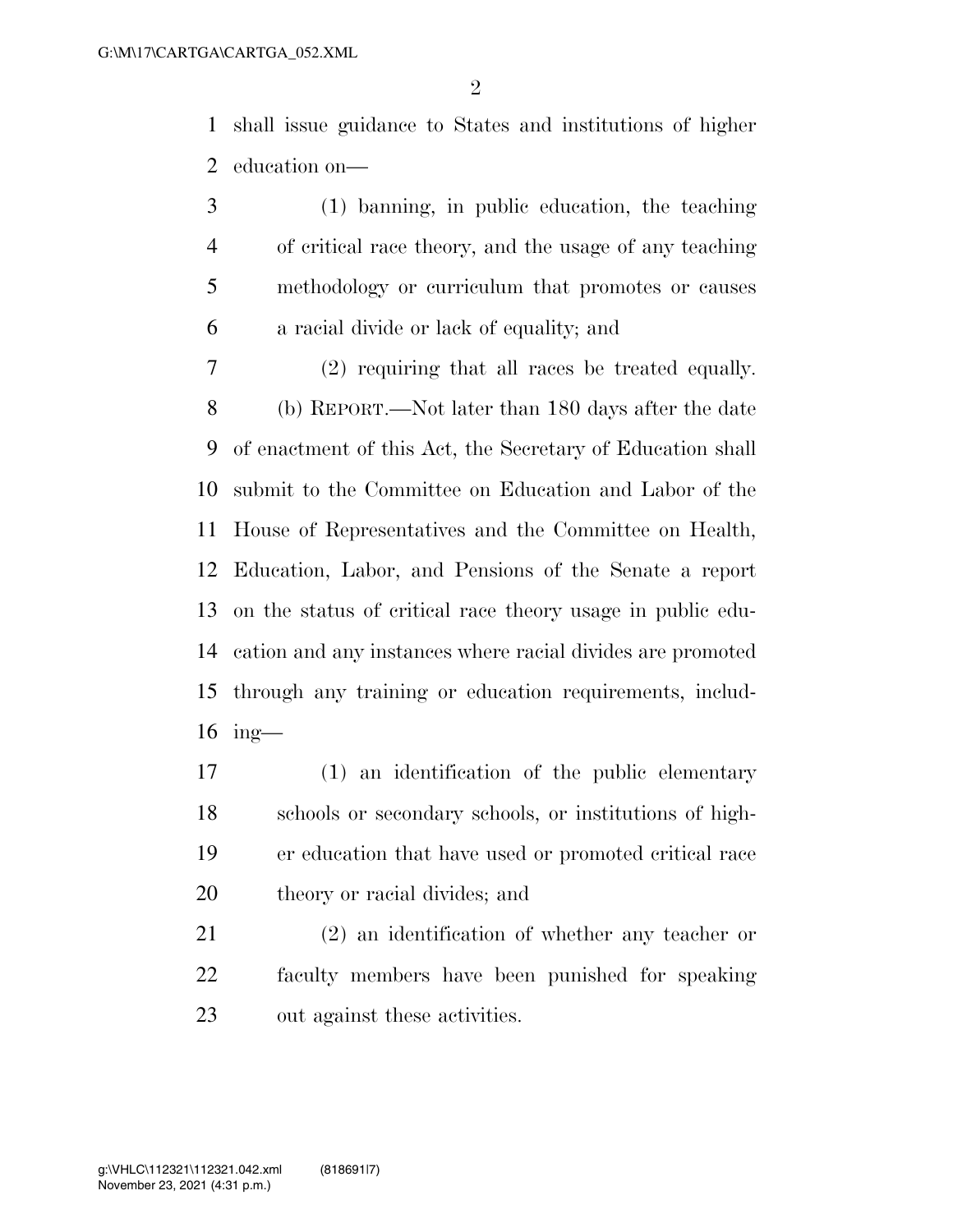shall issue guidance to States and institutions of higher education on—

(1) banning, in public education, the teaching of critical race theory, and the usage of any teaching methodology or curriculum that promotes or causes a racial divide or lack of equality; and

(2) requiring that all races be treated equally.

(b) REPORT.—Not later than 180 days after the date of enactment of this Act, the Secretary of Education shall submit to the Committee on Education and Labor of the House of Representatives and the Committee on Health, Education, Labor, and Pensions of the Senate a report on the status of critical race theory usage in public education and any instances where racial divides are promoted through any training or education requirements, including—

(1) an identification of the public elementary schools or secondary schools, or institutions of higher education that have used or promoted critical race theory or racial divides; and

(2) an identification of whether any teacher or faculty members have been punished for speaking out against these activities.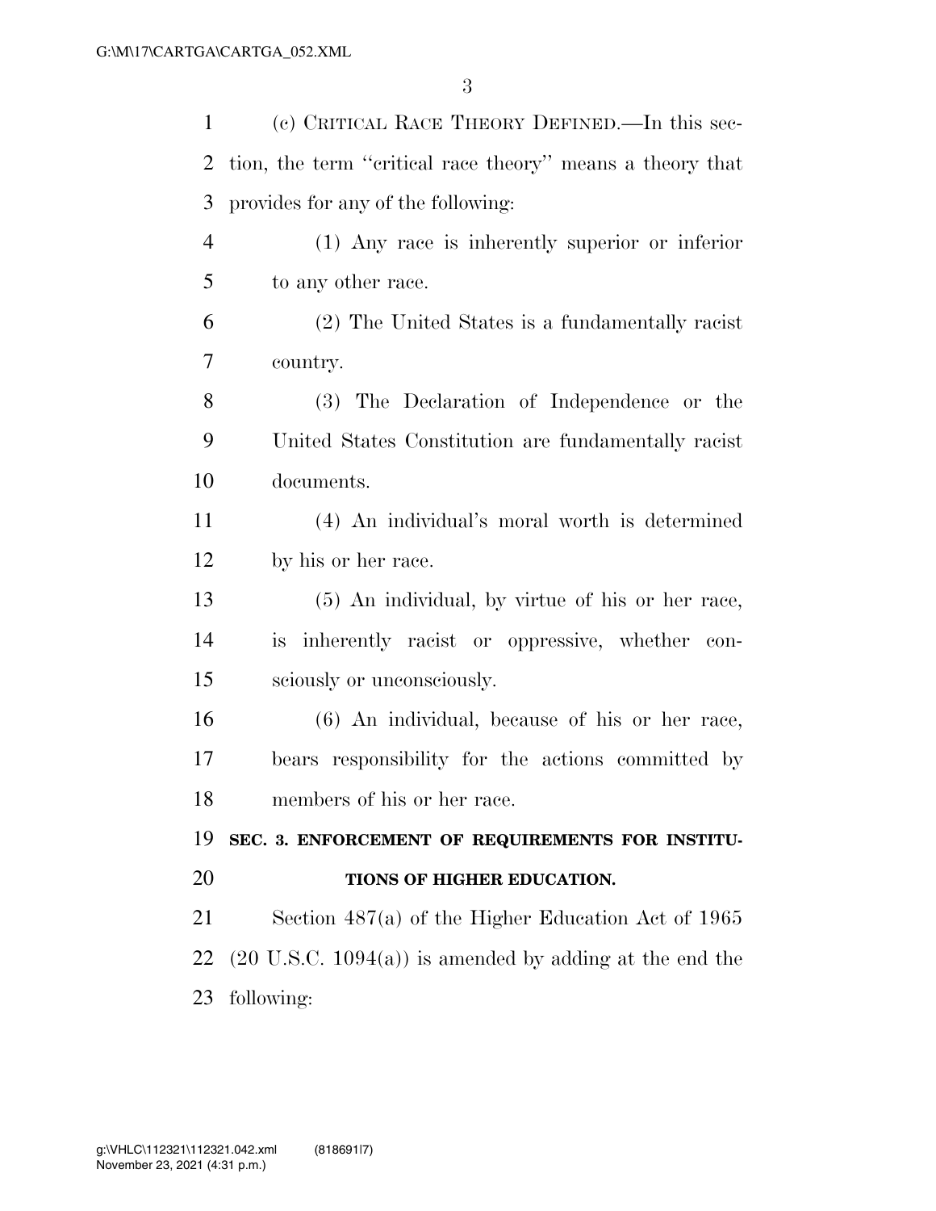(c) CRITICAL RACE THEORY DEFINED.—In this section, the term ''critical race theory'' means a theory that provides for any of the following:

(1) Any race is inherently superior or inferior to any other race.

(2) The United States is a fundamentally racist country.

(3) The Declaration of Independence or the United States Constitution are fundamentally racist documents.

(4) An individual's moral worth is determined by his or her race.

(5) An individual, by virtue of his or her race, is inherently racist or oppressive, whether consciously or unconsciously.

(6) An individual, because of his or her race, bears responsibility for the actions committed by members of his or her race.

**SEC. 3. ENFORCEMENT OF REQUIREMENTS FOR INSTITUTIONS OF HIGHER EDUCATION.**

Section 487(a) of the Higher Education Act of 1965 (20 U.S.C. 1094(a)) is amended by adding at the end the following: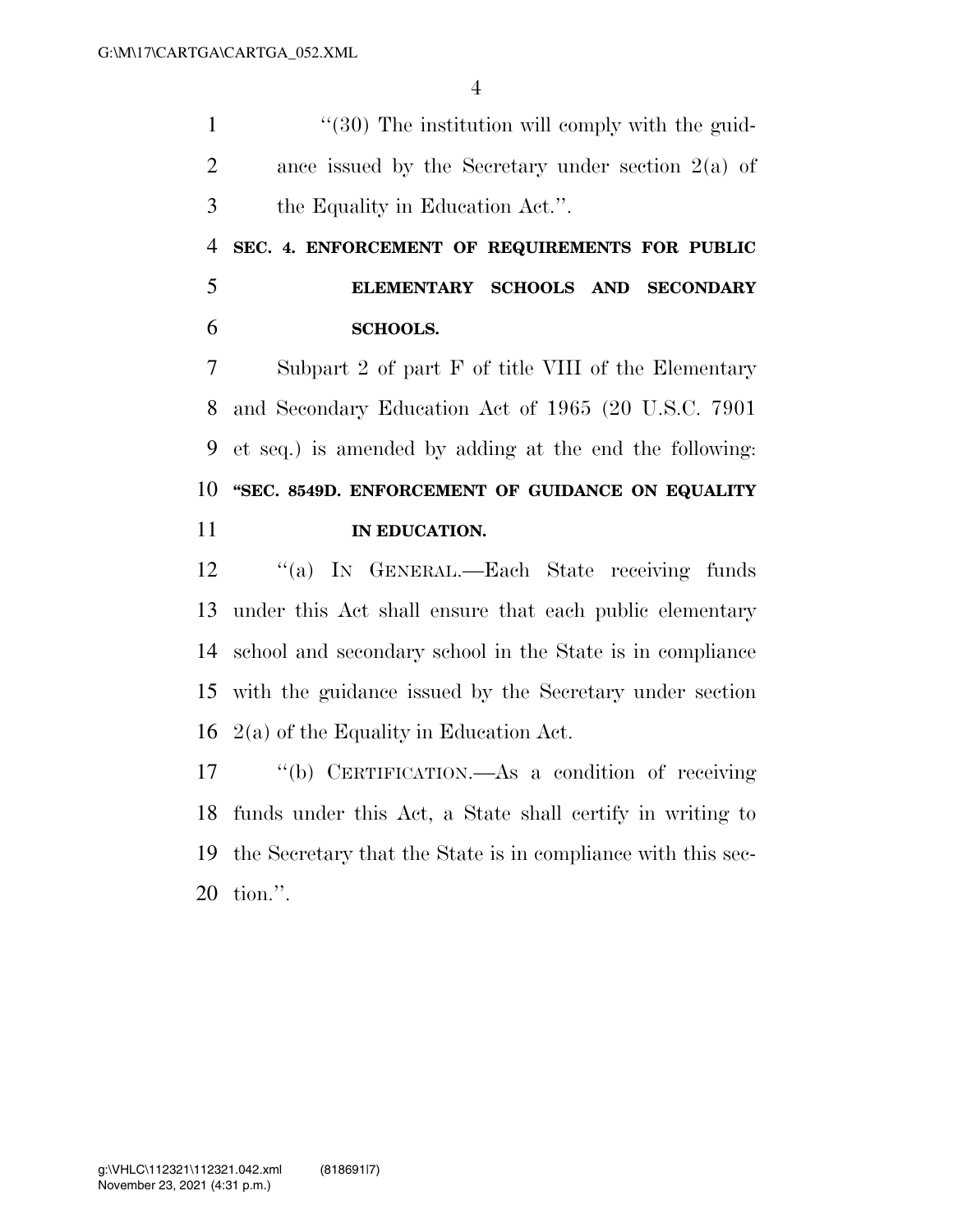''(30) The institution will comply with the guidance issued by the Secretary under section 2(a) of the Equality in Education Act.''.

**SEC. 4. ENFORCEMENT OF REQUIREMENTS FOR PUBLIC ELEMENTARY SCHOOLS AND SECONDARY SCHOOLS.**

Subpart 2 of part F of title VIII of the Elementary and Secondary Education Act of 1965 (20 U.S.C. 7901 et seq.) is amended by adding at the end the following:

**''SEC. 8549D. ENFORCEMENT OF GUIDANCE ON EQUALITY IN EDUCATION.**

''(a) IN GENERAL.—Each State receiving funds under this Act shall ensure that each public elementary school and secondary school in the State is in compliance with the guidance issued by the Secretary under section 2(a) of the Equality in Education Act.

''(b) CERTIFICATION.—As a condition of receiving funds under this Act, a State shall certify in writing to the Secretary that the State is in compliance with this section.''.